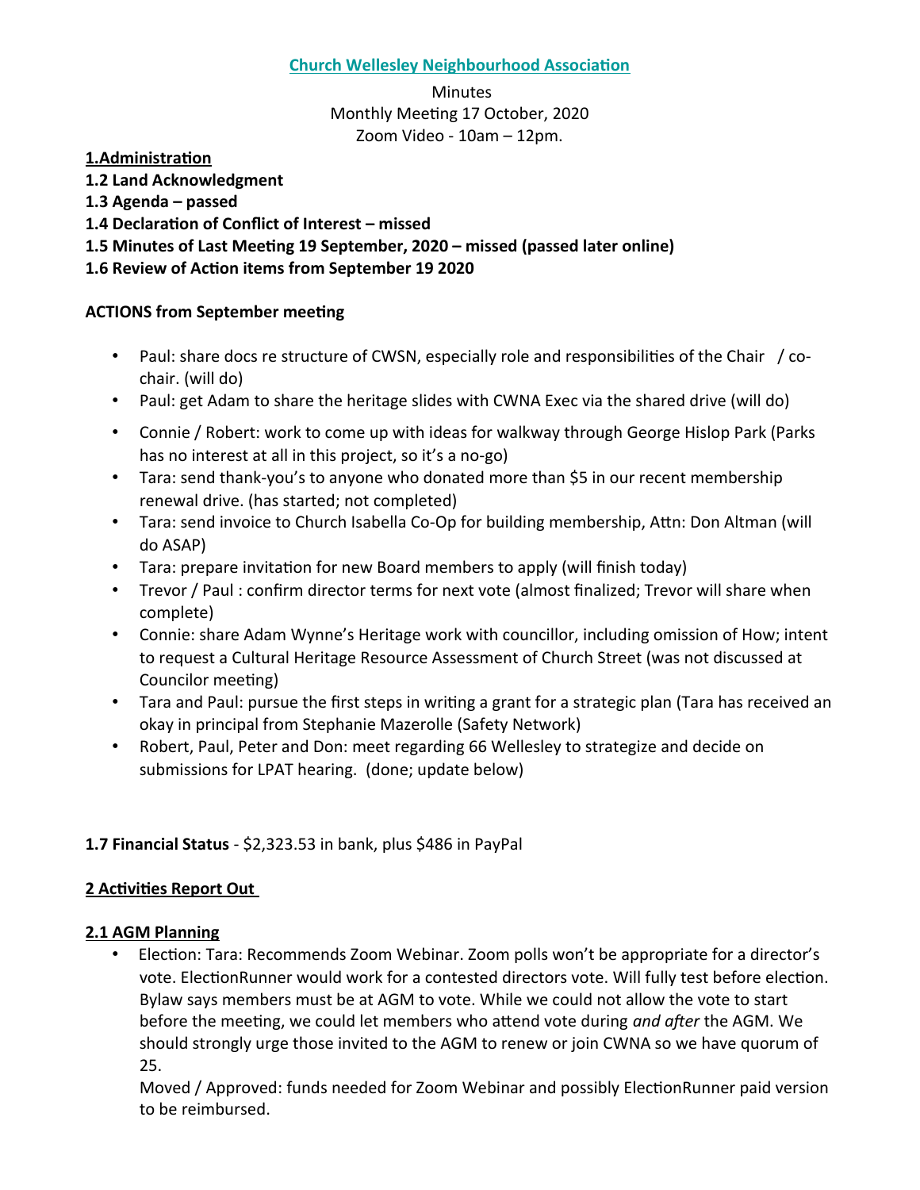**Church Wellesley Neighbourhood Association**

Minutes
Monthly Meeting 17 October, 2020
Zoom Video - 10am – 12pm.

**1.Administration**

**1.2 Land Acknowledgment**

**1.3 Agenda – passed**

**1.4 Declaration of Conflict of Interest – missed**

**1.5 Minutes of Last Meeting 19 September, 2020 – missed (passed later online)**

**1.6 Review of Action items from September 19 2020**

**ACTIONS from September meeting**

- Paul: share docs re structure of CWSN, especially role and responsibilities of the Chair / co-chair. (will do)
- Paul: get Adam to share the heritage slides with CWNA Exec via the shared drive (will do)
- Connie / Robert: work to come up with ideas for walkway through George Hislop Park (Parks has no interest at all in this project, so it's a no-go)
- Tara: send thank-you's to anyone who donated more than $5 in our recent membership renewal drive. (has started; not completed)
- Tara: send invoice to Church Isabella Co-Op for building membership, Attn: Don Altman (will do ASAP)
- Tara: prepare invitation for new Board members to apply (will finish today)
- Trevor / Paul : confirm director terms for next vote (almost finalized; Trevor will share when complete)
- Connie: share Adam Wynne's Heritage work with councillor, including omission of How; intent to request a Cultural Heritage Resource Assessment of Church Street (was not discussed at Councilor meeting)
- Tara and Paul: pursue the first steps in writing a grant for a strategic plan (Tara has received an okay in principal from Stephanie Mazerolle (Safety Network)
- Robert, Paul, Peter and Don: meet regarding 66 Wellesley to strategize and decide on submissions for LPAT hearing. (done; update below)

**1.7 Financial Status** - $2,323.53 in bank, plus $486 in PayPal

**2 Activities Report Out**

**2.1 AGM Planning**

- Election: Tara: Recommends Zoom Webinar. Zoom polls won't be appropriate for a director's vote. ElectionRunner would work for a contested directors vote. Will fully test before election. Bylaw says members must be at AGM to vote. While we could not allow the vote to start before the meeting, we could let members who attend vote during *and after* the AGM. We should strongly urge those invited to the AGM to renew or join CWNA so we have quorum of 25.
  Moved / Approved: funds needed for Zoom Webinar and possibly ElectionRunner paid version to be reimbursed.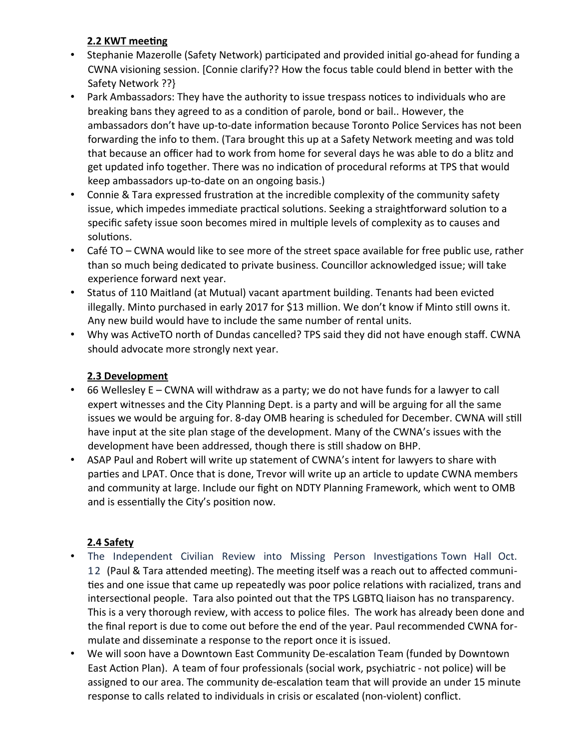### 2.2 KWT meeting

- Stephanie Mazerolle (Safety Network) participated and provided initial go-ahead for funding a CWNA visioning session. [Connie clarify?? How the focus table could blend in better with the Safety Network ??}
- Park Ambassadors: They have the authority to issue trespass notices to individuals who are breaking bans they agreed to as a condition of parole, bond or bail.. However, the ambassadors don't have up-to-date information because Toronto Police Services has not been forwarding the info to them. (Tara brought this up at a Safety Network meeting and was told that because an officer had to work from home for several days he was able to do a blitz and get updated info together. There was no indication of procedural reforms at TPS that would keep ambassadors up-to-date on an ongoing basis.)
- Connie & Tara expressed frustration at the incredible complexity of the community safety issue, which impedes immediate practical solutions. Seeking a straightforward solution to a specific safety issue soon becomes mired in multiple levels of complexity as to causes and solutions.
- Café TO – CWNA would like to see more of the street space available for free public use, rather than so much being dedicated to private business. Councillor acknowledged issue; will take experience forward next year.
- Status of 110 Maitland (at Mutual) vacant apartment building. Tenants had been evicted illegally. Minto purchased in early 2017 for $13 million. We don't know if Minto still owns it. Any new build would have to include the same number of rental units.
- Why was ActiveTO north of Dundas cancelled? TPS said they did not have enough staff. CWNA should advocate more strongly next year.

### 2.3 Development

- 66 Wellesley E – CWNA will withdraw as a party; we do not have funds for a lawyer to call expert witnesses and the City Planning Dept. is a party and will be arguing for all the same issues we would be arguing for. 8-day OMB hearing is scheduled for December. CWNA will still have input at the site plan stage of the development. Many of the CWNA's issues with the development have been addressed, though there is still shadow on BHP.
- ASAP Paul and Robert will write up statement of CWNA's intent for lawyers to share with parties and LPAT. Once that is done, Trevor will write up an article to update CWNA members and community at large. Include our fight on NDTY Planning Framework, which went to OMB and is essentially the City's position now.

### 2.4 Safety

- The Independent Civilian Review into Missing Person Investigations Town Hall Oct. 12 (Paul & Tara attended meeting). The meeting itself was a reach out to affected communities and one issue that came up repeatedly was poor police relations with racialized, trans and intersectional people. Tara also pointed out that the TPS LGBTQ liaison has no transparency. This is a very thorough review, with access to police files. The work has already been done and the final report is due to come out before the end of the year. Paul recommended CWNA formulate and disseminate a response to the report once it is issued.
- We will soon have a Downtown East Community De-escalation Team (funded by Downtown East Action Plan). A team of four professionals (social work, psychiatric - not police) will be assigned to our area. The community de-escalation team that will provide an under 15 minute response to calls related to individuals in crisis or escalated (non-violent) conflict.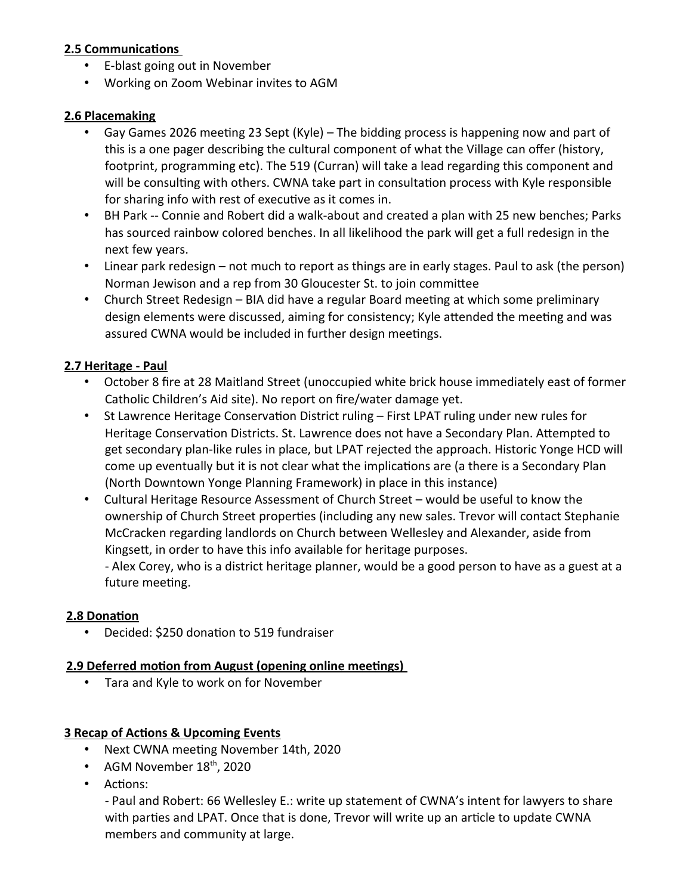**2.5 Communications**

- E-blast going out in November
- Working on Zoom Webinar invites to AGM

**2.6 Placemaking**

- Gay Games 2026 meeting 23 Sept (Kyle) – The bidding process is happening now and part of this is a one pager describing the cultural component of what the Village can offer (history, footprint, programming etc). The 519 (Curran) will take a lead regarding this component and will be consulting with others. CWNA take part in consultation process with Kyle responsible for sharing info with rest of executive as it comes in.
- BH Park -- Connie and Robert did a walk-about and created a plan with 25 new benches; Parks has sourced rainbow colored benches. In all likelihood the park will get a full redesign in the next few years.
- Linear park redesign – not much to report as things are in early stages. Paul to ask (the person) Norman Jewison and a rep from 30 Gloucester St. to join committee
- Church Street Redesign – BIA did have a regular Board meeting at which some preliminary design elements were discussed, aiming for consistency; Kyle attended the meeting and was assured CWNA would be included in further design meetings.

**2.7 Heritage - Paul**

- October 8 fire at 28 Maitland Street (unoccupied white brick house immediately east of former Catholic Children's Aid site). No report on fire/water damage yet.
- St Lawrence Heritage Conservation District ruling – First LPAT ruling under new rules for Heritage Conservation Districts. St. Lawrence does not have a Secondary Plan. Attempted to get secondary plan-like rules in place, but LPAT rejected the approach. Historic Yonge HCD will come up eventually but it is not clear what the implications are (a there is a Secondary Plan (North Downtown Yonge Planning Framework) in place in this instance)
- Cultural Heritage Resource Assessment of Church Street – would be useful to know the ownership of Church Street properties (including any new sales. Trevor will contact Stephanie McCracken regarding landlords on Church between Wellesley and Alexander, aside from Kingsett, in order to have this info available for heritage purposes.
  - Alex Corey, who is a district heritage planner, would be a good person to have as a guest at a future meeting.

**2.8 Donation**

- Decided: $250 donation to 519 fundraiser

**2.9 Deferred motion from August (opening online meetings)**

- Tara and Kyle to work on for November

**3 Recap of Actions & Upcoming Events**

- Next CWNA meeting November 14th, 2020
- AGM November 18th, 2020
- Actions:
  - Paul and Robert: 66 Wellesley E.: write up statement of CWNA's intent for lawyers to share with parties and LPAT. Once that is done, Trevor will write up an article to update CWNA members and community at large.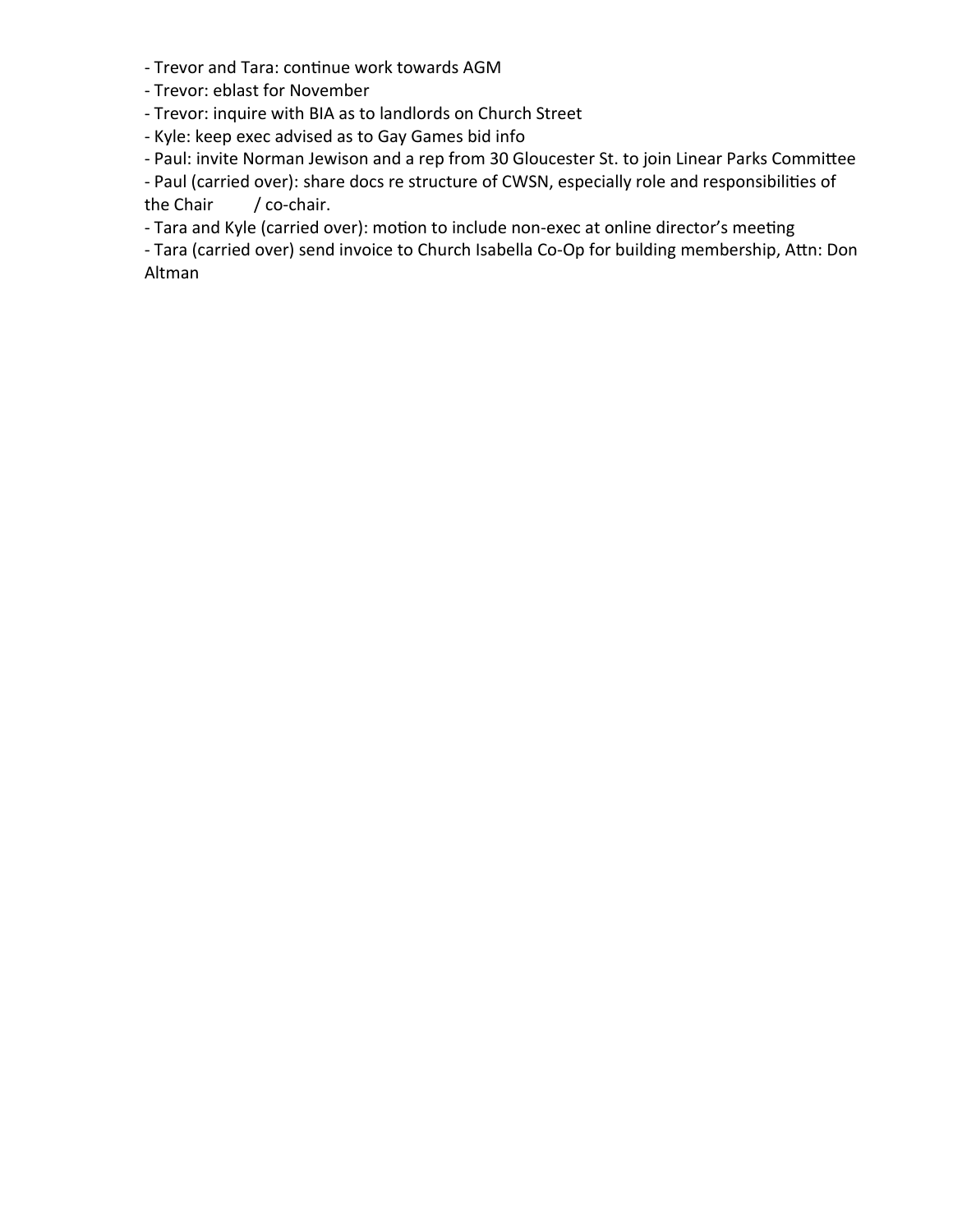- Trevor and Tara: continue work towards AGM
- Trevor: eblast for November
- Trevor: inquire with BIA as to landlords on Church Street
- Kyle: keep exec advised as to Gay Games bid info
- Paul: invite Norman Jewison and a rep from 30 Gloucester St. to join Linear Parks Committee
- Paul (carried over): share docs re structure of CWSN, especially role and responsibilities of the Chair / co-chair.
- Tara and Kyle (carried over): motion to include non-exec at online director's meeting
- Tara (carried over) send invoice to Church Isabella Co-Op for building membership, Attn: Don Altman